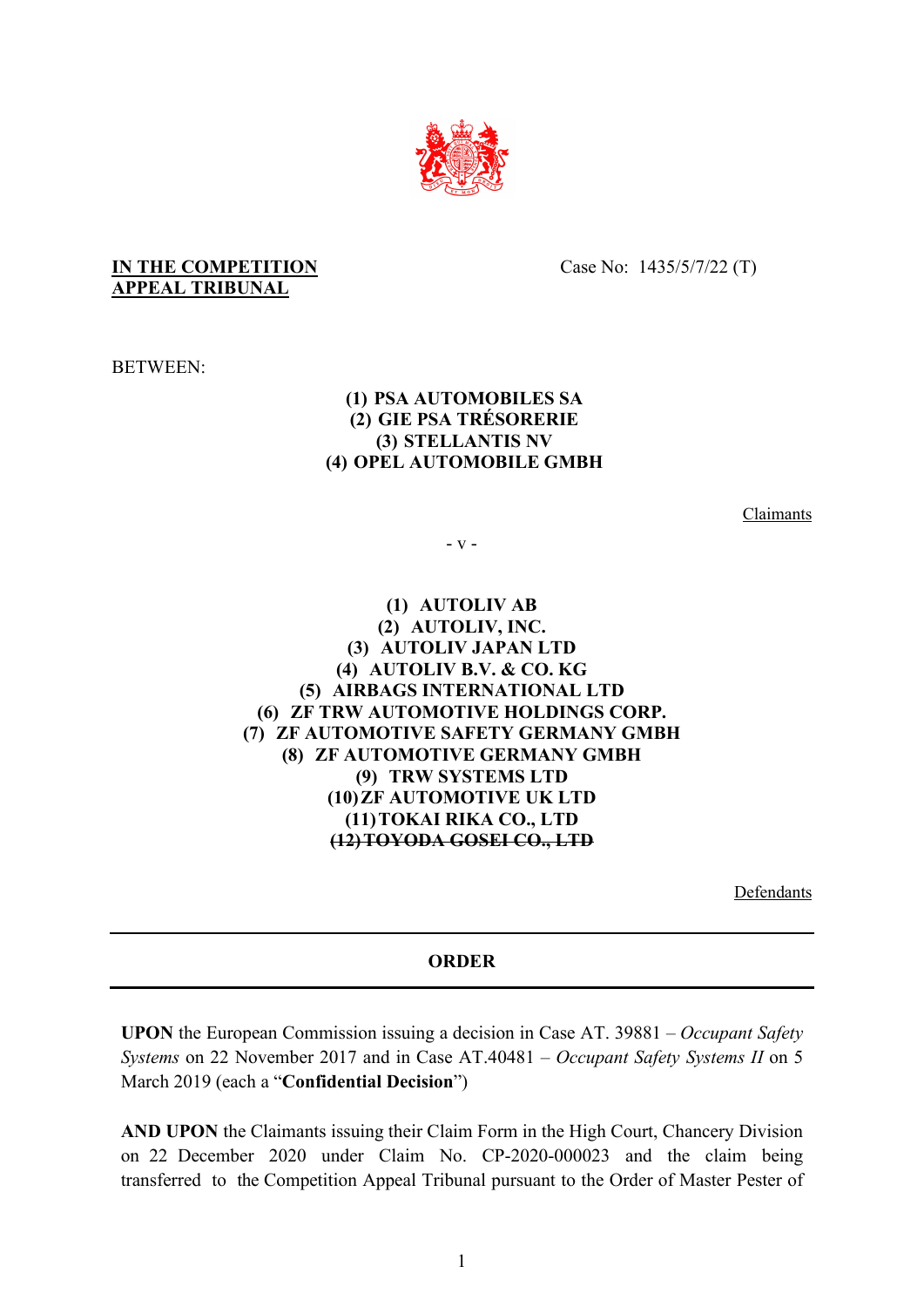**IN THE COMPETITION APPEAL TRIBUNAL**

Case No: 1435/5/7/22 (T)

BETWEEN:

**(1) PSA AUTOMOBILES SA**
**(2) GIE PSA TRÉSORERIE**
**(3) STELLANTIS NV**
**(4) OPEL AUTOMOBILE GMBH**

Claimants

\- v -

**(1) AUTOLIV AB**
**(2) AUTOLIV, INC.**
**(3) AUTOLIV JAPAN LTD**
**(4) AUTOLIV B.V. & CO. KG**
**(5) AIRBAGS INTERNATIONAL LTD**
**(6) ZF TRW AUTOMOTIVE HOLDINGS CORP.**
**(7) ZF AUTOMOTIVE SAFETY GERMANY GMBH**
**(8) ZF AUTOMOTIVE GERMANY GMBH**
**(9) TRW SYSTEMS LTD**
**(10) ZF AUTOMOTIVE UK LTD**
**(11) TOKAI RIKA CO., LTD**
~~**(12) TOYODA GOSEI CO., LTD**~~

Defendants

---

**ORDER**

---

**UPON** the European Commission issuing a decision in Case AT. 39881 – *Occupant Safety Systems* on 22 November 2017 and in Case AT.40481 – *Occupant Safety Systems II* on 5 March 2019 (each a "**Confidential Decision**")

**AND UPON** the Claimants issuing their Claim Form in the High Court, Chancery Division on 22 December 2020 under Claim No. CP-2020-000023 and the claim being transferred to the Competition Appeal Tribunal pursuant to the Order of Master Pester of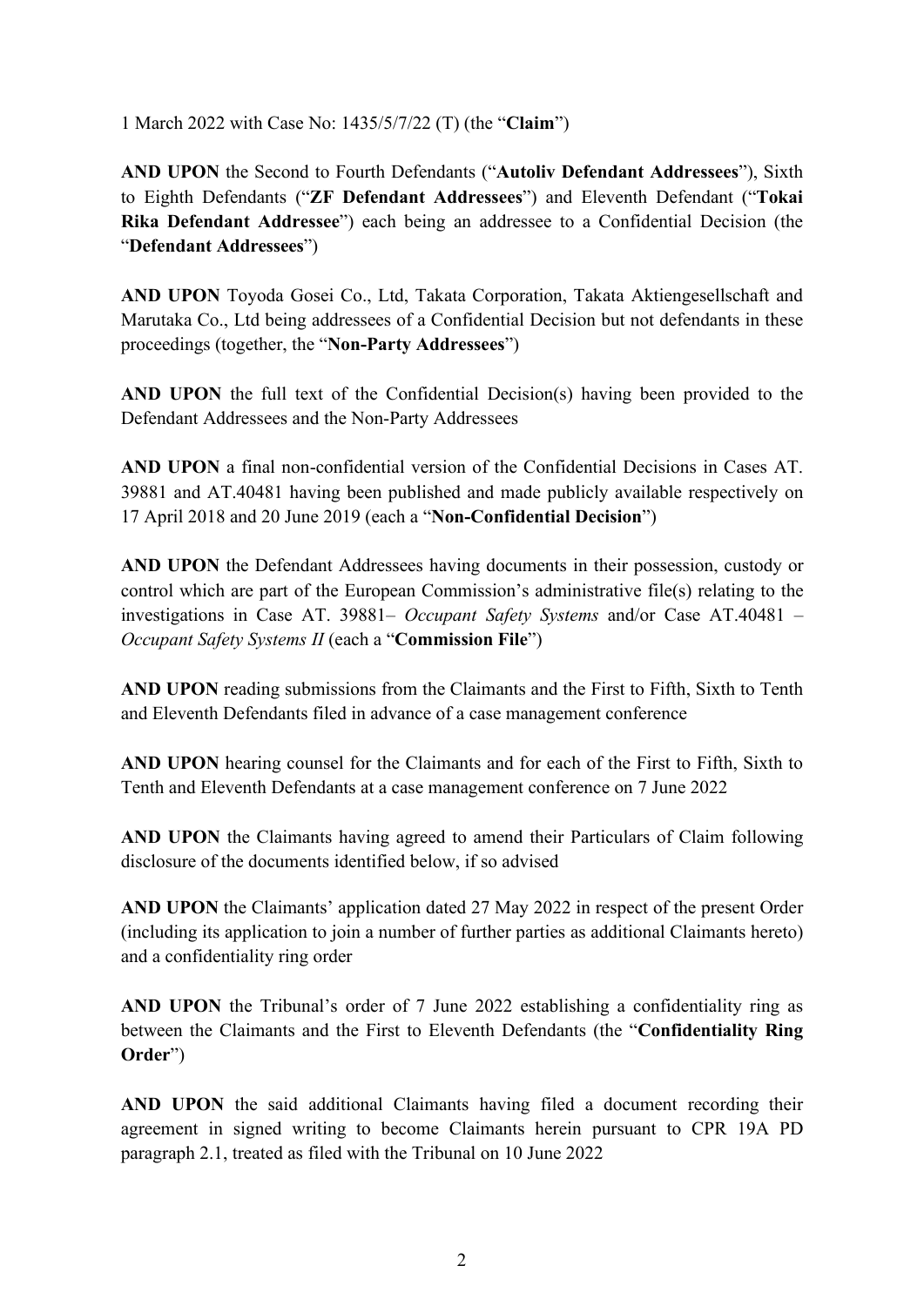1 March 2022 with Case No: 1435/5/7/22 (T) (the "**Claim**")

**AND UPON** the Second to Fourth Defendants ("**Autoliv Defendant Addressees**"), Sixth to Eighth Defendants ("**ZF Defendant Addressees**") and Eleventh Defendant ("**Tokai Rika Defendant Addressee**") each being an addressee to a Confidential Decision (the "**Defendant Addressees**")

**AND UPON** Toyoda Gosei Co., Ltd, Takata Corporation, Takata Aktiengesellschaft and Marutaka Co., Ltd being addressees of a Confidential Decision but not defendants in these proceedings (together, the "**Non-Party Addressees**")

**AND UPON** the full text of the Confidential Decision(s) having been provided to the Defendant Addressees and the Non-Party Addressees

**AND UPON** a final non-confidential version of the Confidential Decisions in Cases AT. 39881 and AT.40481 having been published and made publicly available respectively on 17 April 2018 and 20 June 2019 (each a "**Non-Confidential Decision**")

**AND UPON** the Defendant Addressees having documents in their possession, custody or control which are part of the European Commission's administrative file(s) relating to the investigations in Case AT. 39881– *Occupant Safety Systems* and/or Case AT.40481 – *Occupant Safety Systems II* (each a "**Commission File**")

**AND UPON** reading submissions from the Claimants and the First to Fifth, Sixth to Tenth and Eleventh Defendants filed in advance of a case management conference

**AND UPON** hearing counsel for the Claimants and for each of the First to Fifth, Sixth to Tenth and Eleventh Defendants at a case management conference on 7 June 2022

**AND UPON** the Claimants having agreed to amend their Particulars of Claim following disclosure of the documents identified below, if so advised

**AND UPON** the Claimants' application dated 27 May 2022 in respect of the present Order (including its application to join a number of further parties as additional Claimants hereto) and a confidentiality ring order

**AND UPON** the Tribunal's order of 7 June 2022 establishing a confidentiality ring as between the Claimants and the First to Eleventh Defendants (the "**Confidentiality Ring Order**")

**AND UPON** the said additional Claimants having filed a document recording their agreement in signed writing to become Claimants herein pursuant to CPR 19A PD paragraph 2.1, treated as filed with the Tribunal on 10 June 2022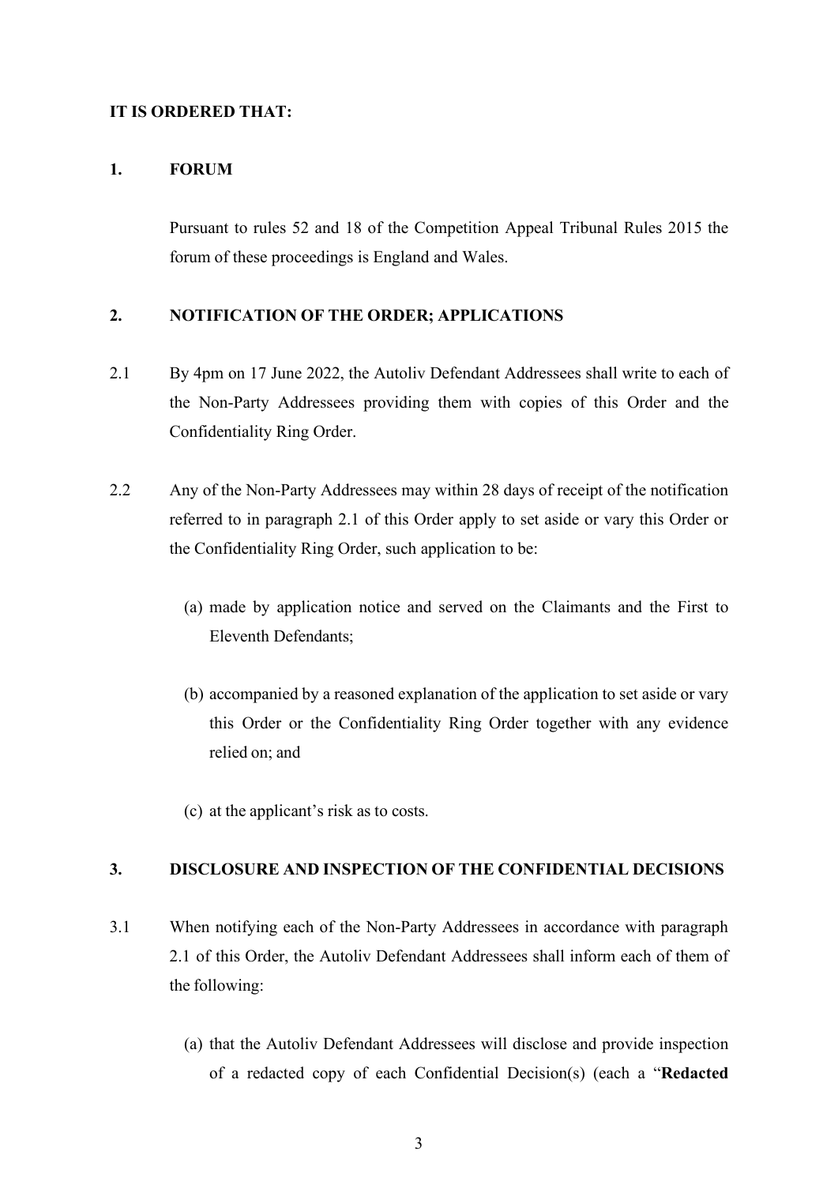**IT IS ORDERED THAT:**

**1. FORUM**

Pursuant to rules 52 and 18 of the Competition Appeal Tribunal Rules 2015 the forum of these proceedings is England and Wales.

**2. NOTIFICATION OF THE ORDER; APPLICATIONS**

2.1 By 4pm on 17 June 2022, the Autoliv Defendant Addressees shall write to each of the Non-Party Addressees providing them with copies of this Order and the Confidentiality Ring Order.

2.2 Any of the Non-Party Addressees may within 28 days of receipt of the notification referred to in paragraph 2.1 of this Order apply to set aside or vary this Order or the Confidentiality Ring Order, such application to be:

(a) made by application notice and served on the Claimants and the First to Eleventh Defendants;

(b) accompanied by a reasoned explanation of the application to set aside or vary this Order or the Confidentiality Ring Order together with any evidence relied on; and

(c) at the applicant's risk as to costs.

**3. DISCLOSURE AND INSPECTION OF THE CONFIDENTIAL DECISIONS**

3.1 When notifying each of the Non-Party Addressees in accordance with paragraph 2.1 of this Order, the Autoliv Defendant Addressees shall inform each of them of the following:

(a) that the Autoliv Defendant Addressees will disclose and provide inspection of a redacted copy of each Confidential Decision(s) (each a "**Redacted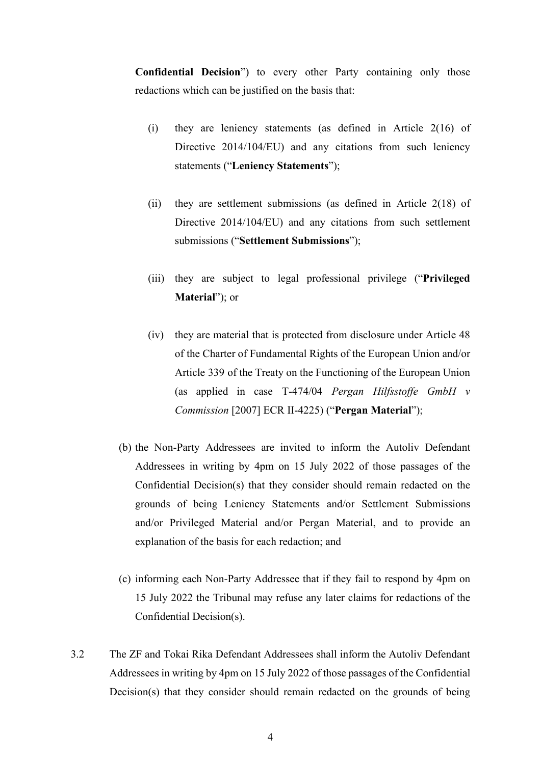**Confidential Decision**") to every other Party containing only those redactions which can be justified on the basis that:

(i) they are leniency statements (as defined in Article 2(16) of Directive 2014/104/EU) and any citations from such leniency statements ("**Leniency Statements**");

(ii) they are settlement submissions (as defined in Article 2(18) of Directive 2014/104/EU) and any citations from such settlement submissions ("**Settlement Submissions**");

(iii) they are subject to legal professional privilege ("**Privileged Material**"); or

(iv) they are material that is protected from disclosure under Article 48 of the Charter of Fundamental Rights of the European Union and/or Article 339 of the Treaty on the Functioning of the European Union (as applied in case T-474/04 *Pergan Hilfsstoffe GmbH v Commission* [2007] ECR II-4225) ("**Pergan Material**");

(b) the Non-Party Addressees are invited to inform the Autoliv Defendant Addressees in writing by 4pm on 15 July 2022 of those passages of the Confidential Decision(s) that they consider should remain redacted on the grounds of being Leniency Statements and/or Settlement Submissions and/or Privileged Material and/or Pergan Material, and to provide an explanation of the basis for each redaction; and

(c) informing each Non-Party Addressee that if they fail to respond by 4pm on 15 July 2022 the Tribunal may refuse any later claims for redactions of the Confidential Decision(s).

3.2 The ZF and Tokai Rika Defendant Addressees shall inform the Autoliv Defendant Addressees in writing by 4pm on 15 July 2022 of those passages of the Confidential Decision(s) that they consider should remain redacted on the grounds of being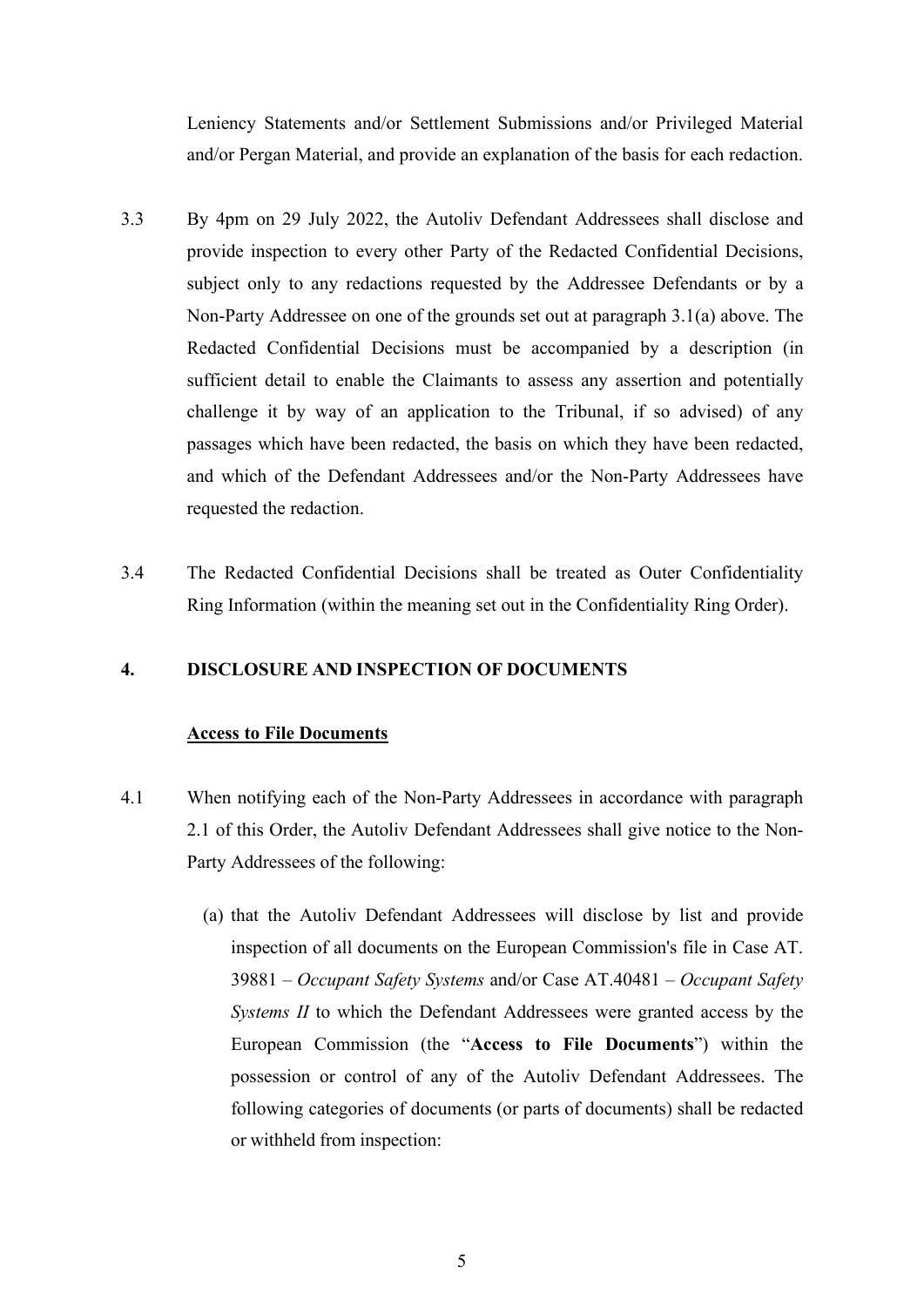Leniency Statements and/or Settlement Submissions and/or Privileged Material and/or Pergan Material, and provide an explanation of the basis for each redaction.

3.3 By 4pm on 29 July 2022, the Autoliv Defendant Addressees shall disclose and provide inspection to every other Party of the Redacted Confidential Decisions, subject only to any redactions requested by the Addressee Defendants or by a Non-Party Addressee on one of the grounds set out at paragraph 3.1(a) above. The Redacted Confidential Decisions must be accompanied by a description (in sufficient detail to enable the Claimants to assess any assertion and potentially challenge it by way of an application to the Tribunal, if so advised) of any passages which have been redacted, the basis on which they have been redacted, and which of the Defendant Addressees and/or the Non-Party Addressees have requested the redaction.

3.4 The Redacted Confidential Decisions shall be treated as Outer Confidentiality Ring Information (within the meaning set out in the Confidentiality Ring Order).

## 4. DISCLOSURE AND INSPECTION OF DOCUMENTS

**Access to File Documents**

4.1 When notifying each of the Non-Party Addressees in accordance with paragraph 2.1 of this Order, the Autoliv Defendant Addressees shall give notice to the Non-Party Addressees of the following:

(a) that the Autoliv Defendant Addressees will disclose by list and provide inspection of all documents on the European Commission's file in Case AT. 39881 – *Occupant Safety Systems* and/or Case AT.40481 – *Occupant Safety Systems II* to which the Defendant Addressees were granted access by the European Commission (the "**Access to File Documents**") within the possession or control of any of the Autoliv Defendant Addressees. The following categories of documents (or parts of documents) shall be redacted or withheld from inspection: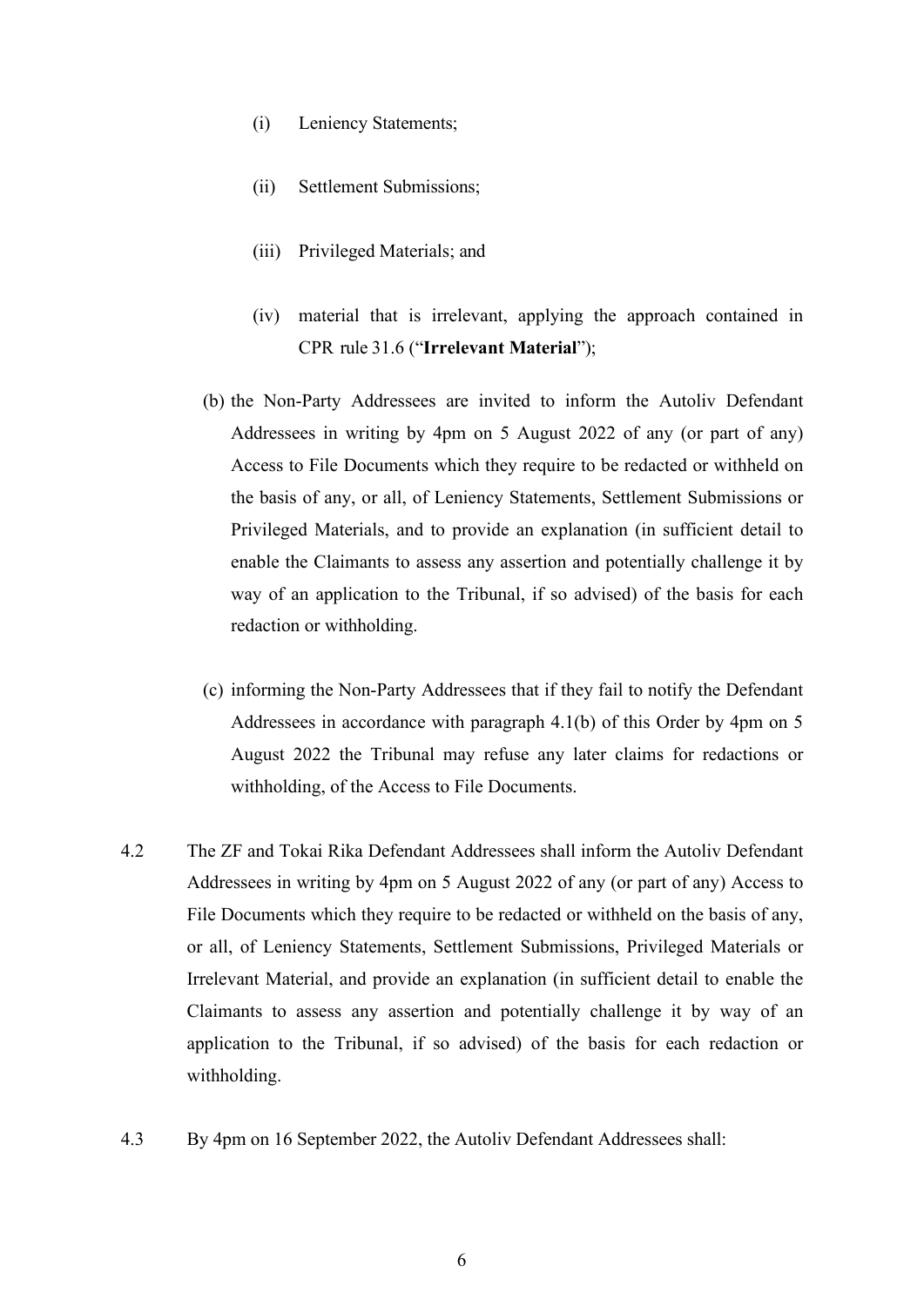(i) Leniency Statements;

(ii) Settlement Submissions;

(iii) Privileged Materials; and

(iv) material that is irrelevant, applying the approach contained in CPR rule 31.6 ("**Irrelevant Material**");

(b) the Non-Party Addressees are invited to inform the Autoliv Defendant Addressees in writing by 4pm on 5 August 2022 of any (or part of any) Access to File Documents which they require to be redacted or withheld on the basis of any, or all, of Leniency Statements, Settlement Submissions or Privileged Materials, and to provide an explanation (in sufficient detail to enable the Claimants to assess any assertion and potentially challenge it by way of an application to the Tribunal, if so advised) of the basis for each redaction or withholding.

(c) informing the Non-Party Addressees that if they fail to notify the Defendant Addressees in accordance with paragraph 4.1(b) of this Order by 4pm on 5 August 2022 the Tribunal may refuse any later claims for redactions or withholding, of the Access to File Documents.

4.2 The ZF and Tokai Rika Defendant Addressees shall inform the Autoliv Defendant Addressees in writing by 4pm on 5 August 2022 of any (or part of any) Access to File Documents which they require to be redacted or withheld on the basis of any, or all, of Leniency Statements, Settlement Submissions, Privileged Materials or Irrelevant Material, and provide an explanation (in sufficient detail to enable the Claimants to assess any assertion and potentially challenge it by way of an application to the Tribunal, if so advised) of the basis for each redaction or withholding.

4.3 By 4pm on 16 September 2022, the Autoliv Defendant Addressees shall: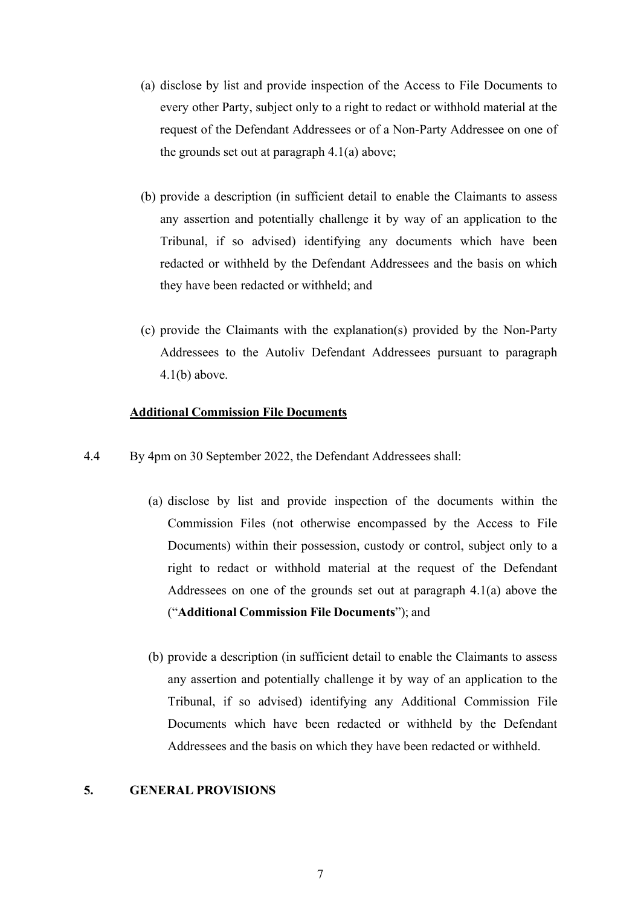(a) disclose by list and provide inspection of the Access to File Documents to every other Party, subject only to a right to redact or withhold material at the request of the Defendant Addressees or of a Non-Party Addressee on one of the grounds set out at paragraph 4.1(a) above;

(b) provide a description (in sufficient detail to enable the Claimants to assess any assertion and potentially challenge it by way of an application to the Tribunal, if so advised) identifying any documents which have been redacted or withheld by the Defendant Addressees and the basis on which they have been redacted or withheld; and

(c) provide the Claimants with the explanation(s) provided by the Non-Party Addressees to the Autoliv Defendant Addressees pursuant to paragraph 4.1(b) above.

**Additional Commission File Documents**

4.4 By 4pm on 30 September 2022, the Defendant Addressees shall:

(a) disclose by list and provide inspection of the documents within the Commission Files (not otherwise encompassed by the Access to File Documents) within their possession, custody or control, subject only to a right to redact or withhold material at the request of the Defendant Addressees on one of the grounds set out at paragraph 4.1(a) above the ("**Additional Commission File Documents**"); and

(b) provide a description (in sufficient detail to enable the Claimants to assess any assertion and potentially challenge it by way of an application to the Tribunal, if so advised) identifying any Additional Commission File Documents which have been redacted or withheld by the Defendant Addressees and the basis on which they have been redacted or withheld.

## 5. GENERAL PROVISIONS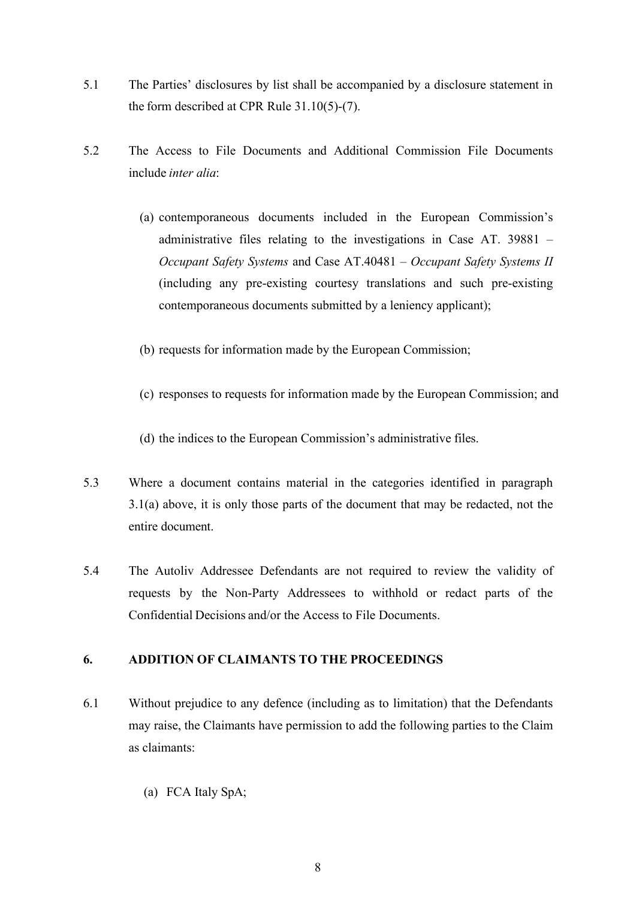5.1 The Parties' disclosures by list shall be accompanied by a disclosure statement in the form described at CPR Rule 31.10(5)-(7).

5.2 The Access to File Documents and Additional Commission File Documents include *inter alia*:

(a) contemporaneous documents included in the European Commission's administrative files relating to the investigations in Case AT. 39881 – *Occupant Safety Systems* and Case AT.40481 – *Occupant Safety Systems II* (including any pre-existing courtesy translations and such pre-existing contemporaneous documents submitted by a leniency applicant);

(b) requests for information made by the European Commission;

(c) responses to requests for information made by the European Commission; and

(d) the indices to the European Commission's administrative files.

5.3 Where a document contains material in the categories identified in paragraph 3.1(a) above, it is only those parts of the document that may be redacted, not the entire document.

5.4 The Autoliv Addressee Defendants are not required to review the validity of requests by the Non-Party Addressees to withhold or redact parts of the Confidential Decisions and/or the Access to File Documents.

## 6. ADDITION OF CLAIMANTS TO THE PROCEEDINGS

6.1 Without prejudice to any defence (including as to limitation) that the Defendants may raise, the Claimants have permission to add the following parties to the Claim as claimants:

(a) FCA Italy SpA;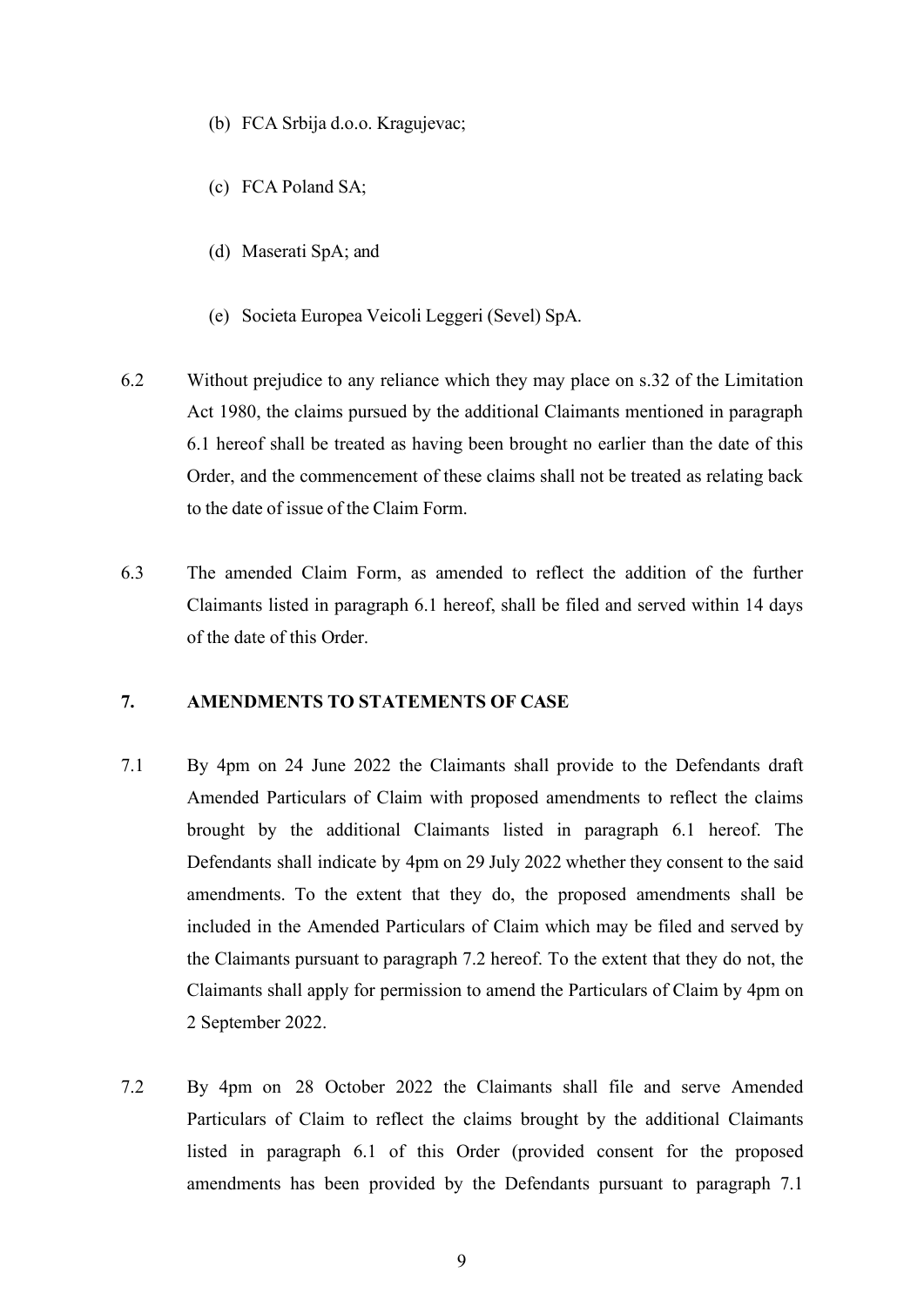(b) FCA Srbija d.o.o. Kragujevac;

(c) FCA Poland SA;

(d) Maserati SpA; and

(e) Societa Europea Veicoli Leggeri (Sevel) SpA.

6.2 Without prejudice to any reliance which they may place on s.32 of the Limitation Act 1980, the claims pursued by the additional Claimants mentioned in paragraph 6.1 hereof shall be treated as having been brought no earlier than the date of this Order, and the commencement of these claims shall not be treated as relating back to the date of issue of the Claim Form.

6.3 The amended Claim Form, as amended to reflect the addition of the further Claimants listed in paragraph 6.1 hereof, shall be filed and served within 14 days of the date of this Order.

**7. AMENDMENTS TO STATEMENTS OF CASE**

7.1 By 4pm on 24 June 2022 the Claimants shall provide to the Defendants draft Amended Particulars of Claim with proposed amendments to reflect the claims brought by the additional Claimants listed in paragraph 6.1 hereof. The Defendants shall indicate by 4pm on 29 July 2022 whether they consent to the said amendments. To the extent that they do, the proposed amendments shall be included in the Amended Particulars of Claim which may be filed and served by the Claimants pursuant to paragraph 7.2 hereof. To the extent that they do not, the Claimants shall apply for permission to amend the Particulars of Claim by 4pm on 2 September 2022.

7.2 By 4pm on 28 October 2022 the Claimants shall file and serve Amended Particulars of Claim to reflect the claims brought by the additional Claimants listed in paragraph 6.1 of this Order (provided consent for the proposed amendments has been provided by the Defendants pursuant to paragraph 7.1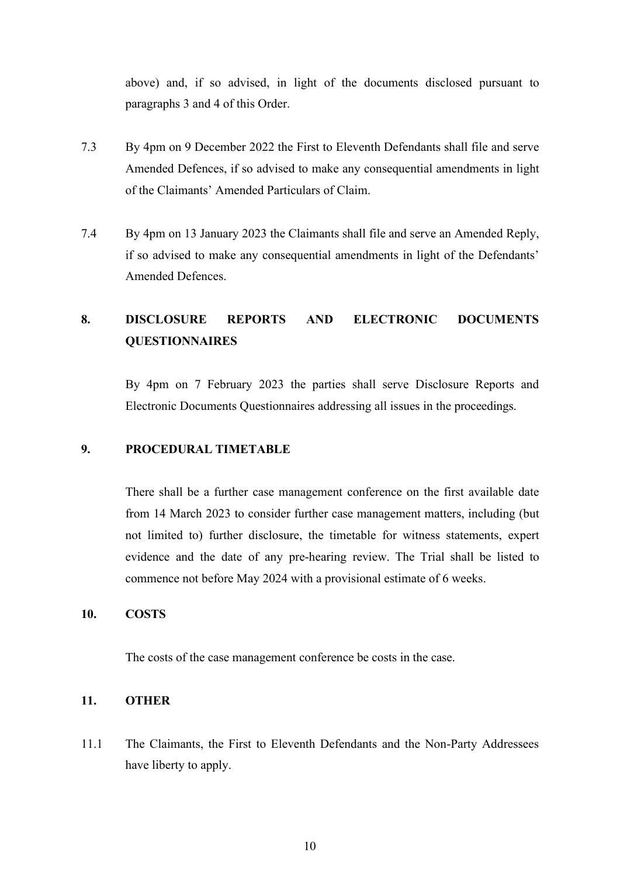above) and, if so advised, in light of the documents disclosed pursuant to paragraphs 3 and 4 of this Order.

7.3 By 4pm on 9 December 2022 the First to Eleventh Defendants shall file and serve Amended Defences, if so advised to make any consequential amendments in light of the Claimants' Amended Particulars of Claim.

7.4 By 4pm on 13 January 2023 the Claimants shall file and serve an Amended Reply, if so advised to make any consequential amendments in light of the Defendants' Amended Defences.

**8. DISCLOSURE REPORTS AND ELECTRONIC DOCUMENTS QUESTIONNAIRES**

By 4pm on 7 February 2023 the parties shall serve Disclosure Reports and Electronic Documents Questionnaires addressing all issues in the proceedings.

**9. PROCEDURAL TIMETABLE**

There shall be a further case management conference on the first available date from 14 March 2023 to consider further case management matters, including (but not limited to) further disclosure, the timetable for witness statements, expert evidence and the date of any pre-hearing review. The Trial shall be listed to commence not before May 2024 with a provisional estimate of 6 weeks.

**10. COSTS**

The costs of the case management conference be costs in the case.

**11. OTHER**

11.1 The Claimants, the First to Eleventh Defendants and the Non-Party Addressees have liberty to apply.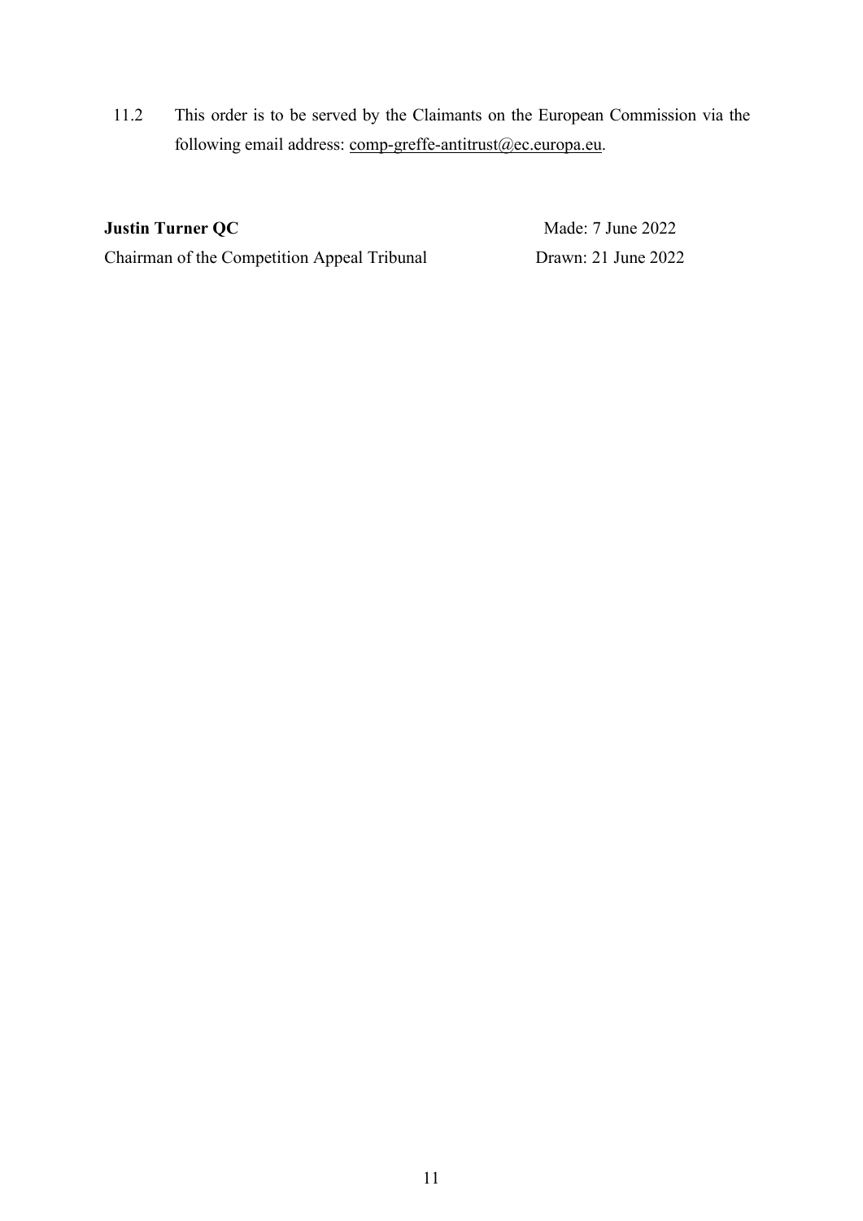11.2 This order is to be served by the Claimants on the European Commission via the following email address: comp-greffe-antitrust@ec.europa.eu.

**Justin Turner QC**
Chairman of the Competition Appeal Tribunal

Made: 7 June 2022
Drawn: 21 June 2022